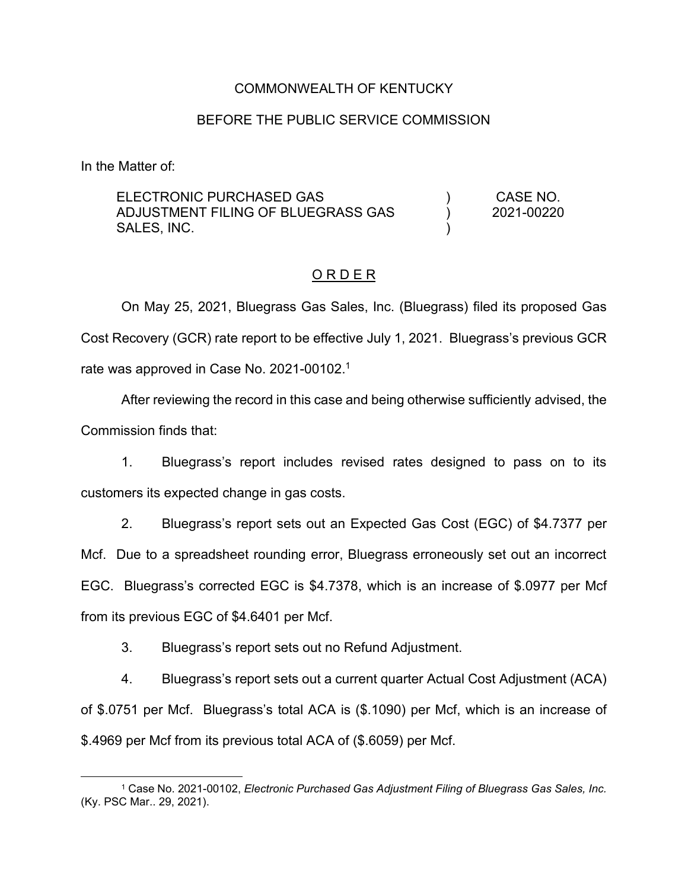COMMONWEALTH OF KENTUCKY

BEFORE THE PUBLIC SERVICE COMMISSION

In the Matter of:

| | | |
|---|---|---|
| ELECTRONIC PURCHASED GAS ADJUSTMENT FILING OF BLUEGRASS GAS SALES, INC. | ) ) ) | CASE NO. 2021-00220 |

<u>O R D E R</u>

On May 25, 2021, Bluegrass Gas Sales, Inc. (Bluegrass) filed its proposed Gas Cost Recovery (GCR) rate report to be effective July 1, 2021. Bluegrass's previous GCR rate was approved in Case No. 2021-00102.[1]

After reviewing the record in this case and being otherwise sufficiently advised, the Commission finds that:

1. Bluegrass's report includes revised rates designed to pass on to its customers its expected change in gas costs.

2. Bluegrass's report sets out an Expected Gas Cost (EGC) of $4.7377 per Mcf. Due to a spreadsheet rounding error, Bluegrass erroneously set out an incorrect EGC. Bluegrass's corrected EGC is $4.7378, which is an increase of $.0977 per Mcf from its previous EGC of $4.6401 per Mcf.

3. Bluegrass's report sets out no Refund Adjustment.

4. Bluegrass's report sets out a current quarter Actual Cost Adjustment (ACA) of $.0751 per Mcf. Bluegrass's total ACA is ($.1090) per Mcf, which is an increase of $.4969 per Mcf from its previous total ACA of ($.6059) per Mcf.

---

[1] Case No. 2021-00102, *Electronic Purchased Gas Adjustment Filing of Bluegrass Gas Sales, Inc.* (Ky. PSC Mar.. 29, 2021).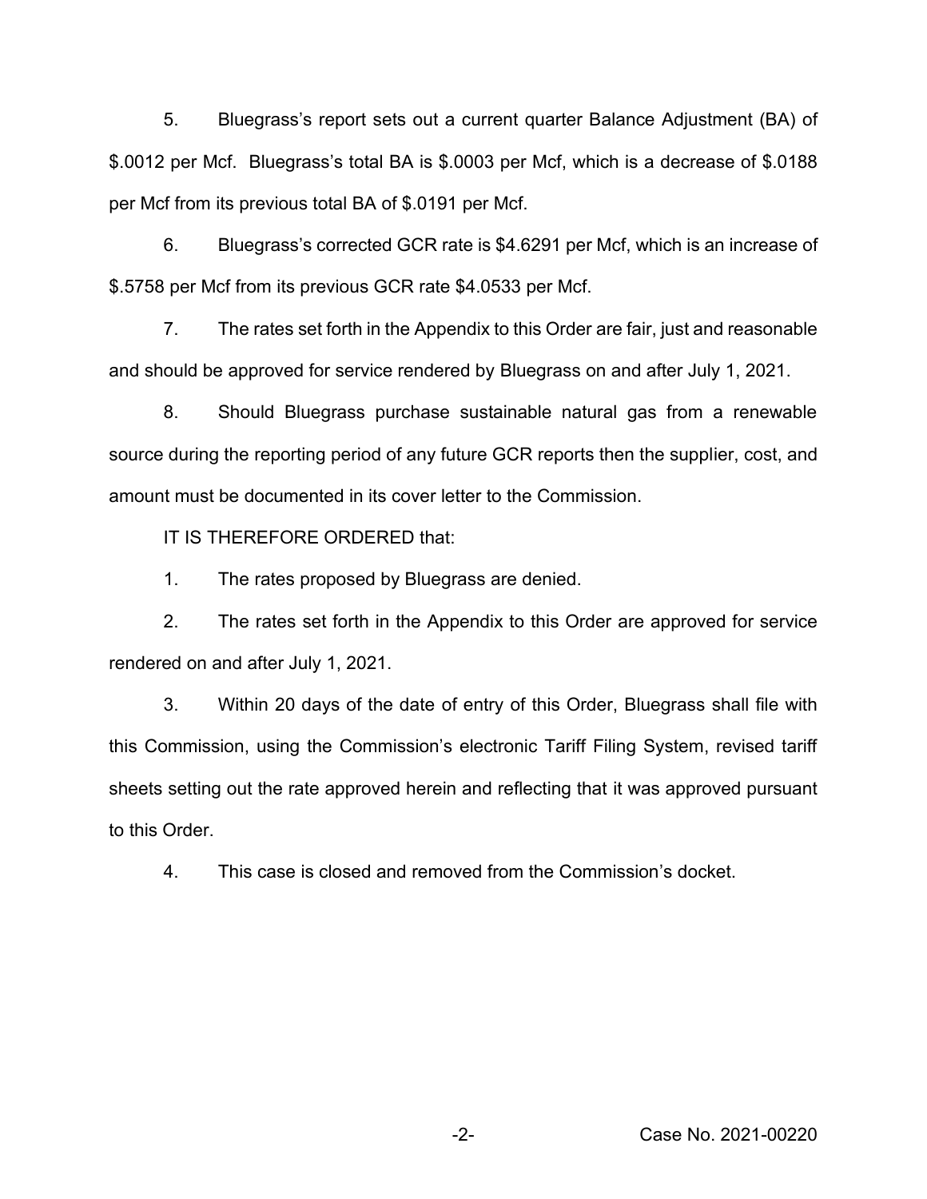5. Bluegrass's report sets out a current quarter Balance Adjustment (BA) of $.0012 per Mcf. Bluegrass's total BA is $.0003 per Mcf, which is a decrease of $.0188 per Mcf from its previous total BA of $.0191 per Mcf.

6. Bluegrass's corrected GCR rate is $4.6291 per Mcf, which is an increase of $.5758 per Mcf from its previous GCR rate $4.0533 per Mcf.

7. The rates set forth in the Appendix to this Order are fair, just and reasonable and should be approved for service rendered by Bluegrass on and after July 1, 2021.

8. Should Bluegrass purchase sustainable natural gas from a renewable source during the reporting period of any future GCR reports then the supplier, cost, and amount must be documented in its cover letter to the Commission.

IT IS THEREFORE ORDERED that:

1. The rates proposed by Bluegrass are denied.

2. The rates set forth in the Appendix to this Order are approved for service rendered on and after July 1, 2021.

3. Within 20 days of the date of entry of this Order, Bluegrass shall file with this Commission, using the Commission's electronic Tariff Filing System, revised tariff sheets setting out the rate approved herein and reflecting that it was approved pursuant to this Order.

4. This case is closed and removed from the Commission's docket.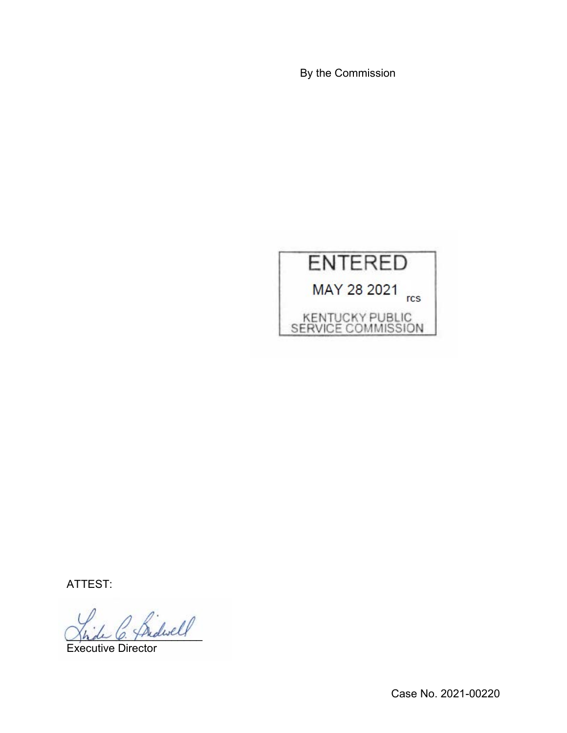By the Commission

ENTERED

MAY 28 2021 rcs

KENTUCKY PUBLIC SERVICE COMMISSION

ATTEST:

Executive Director

Case No. 2021-00220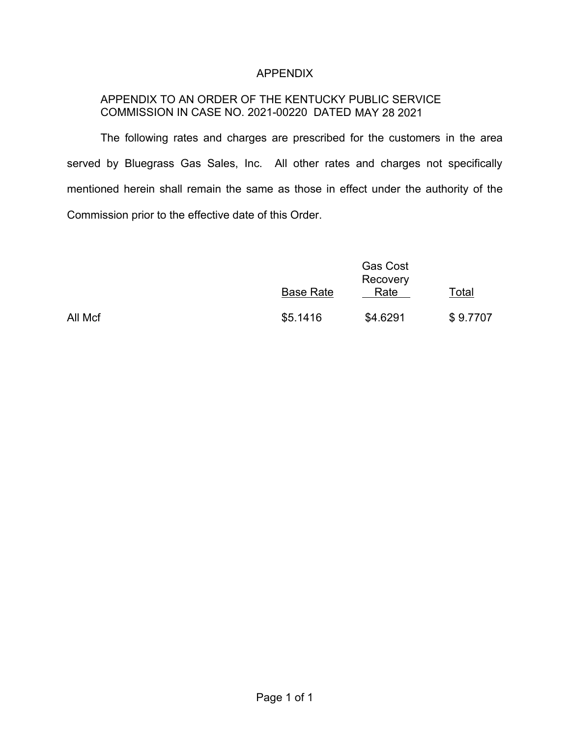# APPENDIX

APPENDIX TO AN ORDER OF THE KENTUCKY PUBLIC SERVICE COMMISSION IN CASE NO. 2021-00220 DATED MAY 28 2021

The following rates and charges are prescribed for the customers in the area served by Bluegrass Gas Sales, Inc. All other rates and charges not specifically mentioned herein shall remain the same as those in effect under the authority of the Commission prior to the effective date of this Order.

| | Base Rate | Gas Cost Recovery Rate | Total |
|---|---|---|---|
| All Mcf | $5.1416 | $4.6291 | $ 9.7707 |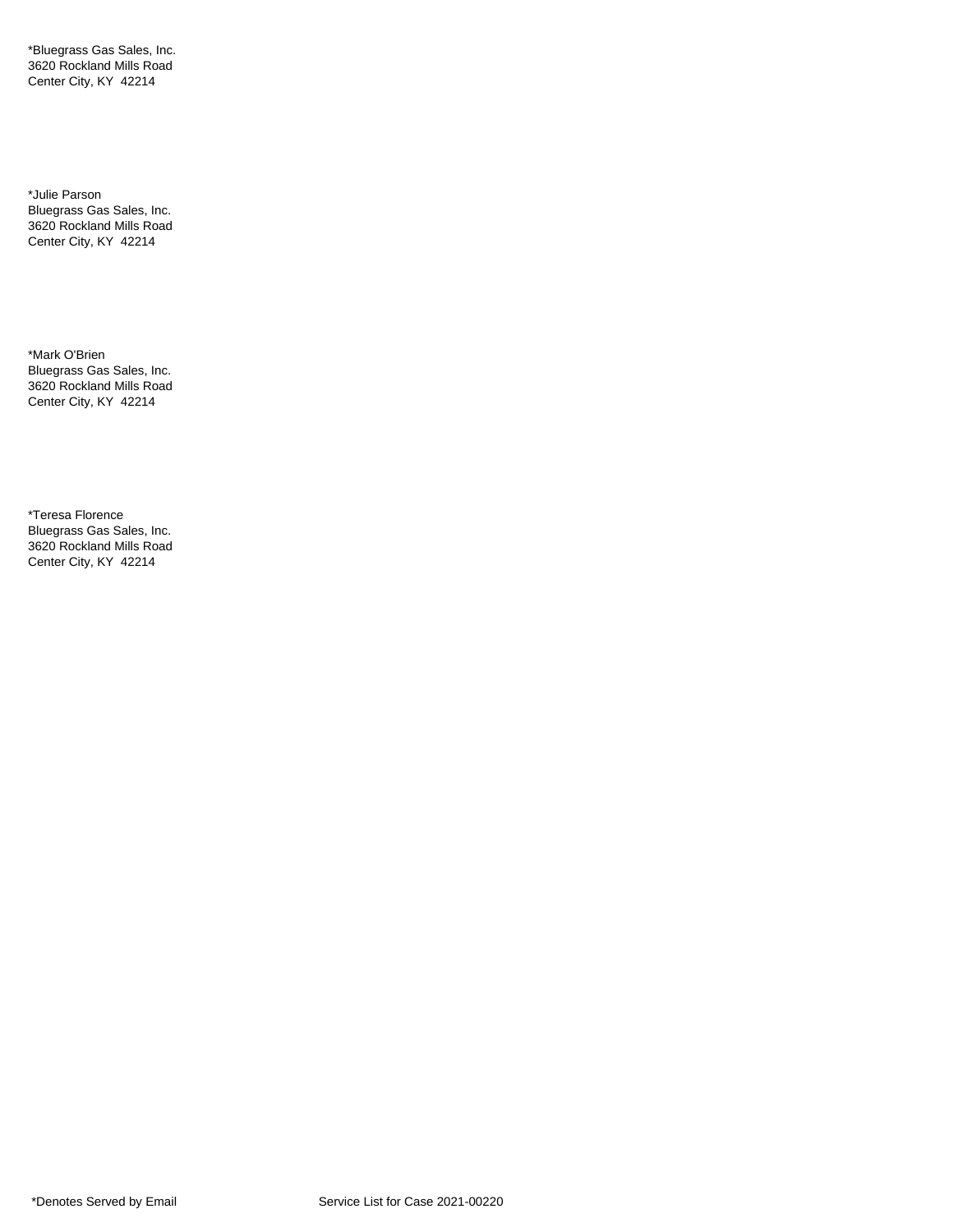*Bluegrass Gas Sales, Inc.
3620 Rockland Mills Road
Center City, KY  42214

*Julie Parson
Bluegrass Gas Sales, Inc.
3620 Rockland Mills Road
Center City, KY  42214

*Mark O'Brien
Bluegrass Gas Sales, Inc.
3620 Rockland Mills Road
Center City, KY  42214

*Teresa Florence
Bluegrass Gas Sales, Inc.
3620 Rockland Mills Road
Center City, KY  42214

*Denotes Served by Email

Service List for Case 2021-00220